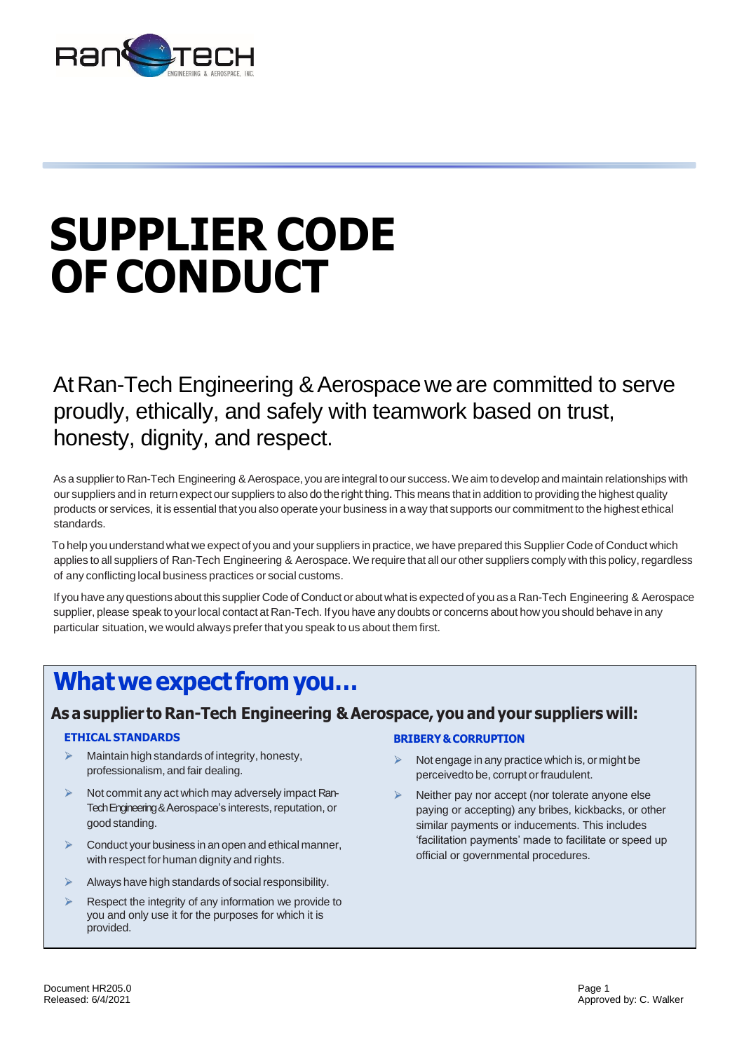# SUPPLIER CODE OF CONDUCT

At Ran-Tech Engineering & Aerospace we are committed to serve proudly, ethically, and safely with teamwork based on trust, honesty, dignity, and respect.

As a supplier to Ran-Tech Engineering & Aerospace, you are integral to our success. We aim to develop and maintain relationships with our suppliers and in return expect our suppliers to also do the right thing. This means that in addition to providing the highest quality products or services, it is essential that you also operate your business in a way that supports our commitment to the highest ethical standards.

To help you understand what we expect of you and your suppliers in practice, we have prepared this Supplier Code of Conduct which applies to all suppliers of Ran-Tech Engineering & Aerospace. We require that all our other suppliers comply with this policy, regardless of any conflicting local business practices or social customs.

If you have any questions about this supplier Code of Conduct or about what is expected of you as a Ran-Tech Engineering & Aerospace supplier, please speak to your local contact at Ran-Tech. If you have any doubts or concerns about how you should behave in any particular situation, we would always prefer that you speak to us about them first.

## What we expect from you…

### As a supplier to Ran-Tech Engineering & Aerospace, you and your suppliers will:

**ETHICAL STANDARDS**

- Maintain high standards of integrity, honesty, professionalism, and fair dealing.
- Not commit any act which may adversely impact Ran-Tech Engineering & Aerospace's interests, reputation, or good standing.
- Conduct your business in an open and ethical manner, with respect for human dignity and rights.
- Always have high standards of social responsibility.
- Respect the integrity of any information we provide to you and only use it for the purposes for which it is provided.

**BRIBERY & CORRUPTION**

- Not engage in any practice which is, or might be perceivedto be, corrupt or fraudulent.
- Neither pay nor accept (nor tolerate anyone else paying or accepting) any bribes, kickbacks, or other similar payments or inducements. This includes 'facilitation payments' made to facilitate or speed up official or governmental procedures.

Document HR205.0
Released: 6/4/2021

Approved by: C. Walker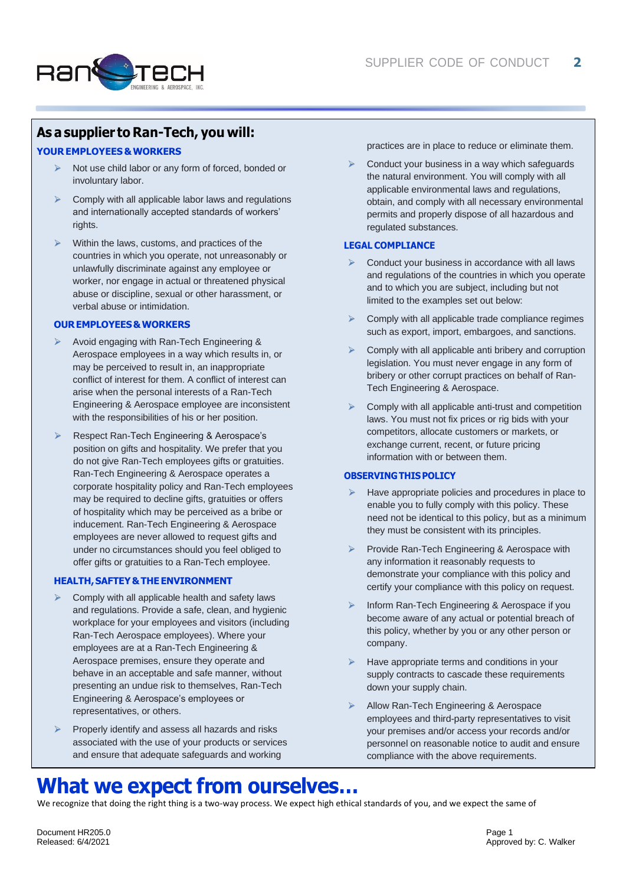## As a supplier to Ran-Tech, you will:

### YOUR EMPLOYEES & WORKERS

- Not use child labor or any form of forced, bonded or involuntary labor.
- Comply with all applicable labor laws and regulations and internationally accepted standards of workers' rights.
- Within the laws, customs, and practices of the countries in which you operate, not unreasonably or unlawfully discriminate against any employee or worker, nor engage in actual or threatened physical abuse or discipline, sexual or other harassment, or verbal abuse or intimidation.

### OUR EMPLOYEES & WORKERS

- Avoid engaging with Ran-Tech Engineering & Aerospace employees in a way which results in, or may be perceived to result in, an inappropriate conflict of interest for them. A conflict of interest can arise when the personal interests of a Ran-Tech Engineering & Aerospace employee are inconsistent with the responsibilities of his or her position.
- Respect Ran-Tech Engineering & Aerospace's position on gifts and hospitality. We prefer that you do not give Ran-Tech employees gifts or gratuities. Ran-Tech Engineering & Aerospace operates a corporate hospitality policy and Ran-Tech employees may be required to decline gifts, gratuities or offers of hospitality which may be perceived as a bribe or inducement. Ran-Tech Engineering & Aerospace employees are never allowed to request gifts and under no circumstances should you feel obliged to offer gifts or gratuities to a Ran-Tech employee.

### HEALTH, SAFTEY & THE ENVIRONMENT

- Comply with all applicable health and safety laws and regulations. Provide a safe, clean, and hygienic workplace for your employees and visitors (including Ran-Tech Aerospace employees). Where your employees are at a Ran-Tech Engineering & Aerospace premises, ensure they operate and behave in an acceptable and safe manner, without presenting an undue risk to themselves, Ran-Tech Engineering & Aerospace's employees or representatives, or others.
- Properly identify and assess all hazards and risks associated with the use of your products or services and ensure that adequate safeguards and working practices are in place to reduce or eliminate them.
- Conduct your business in a way which safeguards the natural environment. You will comply with all applicable environmental laws and regulations, obtain, and comply with all necessary environmental permits and properly dispose of all hazardous and regulated substances.

### LEGAL COMPLIANCE

- Conduct your business in accordance with all laws and regulations of the countries in which you operate and to which you are subject, including but not limited to the examples set out below:
- Comply with all applicable trade compliance regimes such as export, import, embargoes, and sanctions.
- Comply with all applicable anti bribery and corruption legislation. You must never engage in any form of bribery or other corrupt practices on behalf of Ran-Tech Engineering & Aerospace.
- Comply with all applicable anti-trust and competition laws. You must not fix prices or rig bids with your competitors, allocate customers or markets, or exchange current, recent, or future pricing information with or between them.

### OBSERVING THIS POLICY

- Have appropriate policies and procedures in place to enable you to fully comply with this policy. These need not be identical to this policy, but as a minimum they must be consistent with its principles.
- Provide Ran-Tech Engineering & Aerospace with any information it reasonably requests to demonstrate your compliance with this policy and certify your compliance with this policy on request.
- Inform Ran-Tech Engineering & Aerospace if you become aware of any actual or potential breach of this policy, whether by you or any other person or company.
- Have appropriate terms and conditions in your supply contracts to cascade these requirements down your supply chain.
- Allow Ran-Tech Engineering & Aerospace employees and third-party representatives to visit your premises and/or access your records and/or personnel on reasonable notice to audit and ensure compliance with the above requirements.

# What we expect from ourselves...

We recognize that doing the right thing is a two-way process. We expect high ethical standards of you, and we expect the same of

Document HR205.0
Released: 6/4/2021

Approved by: C. Walker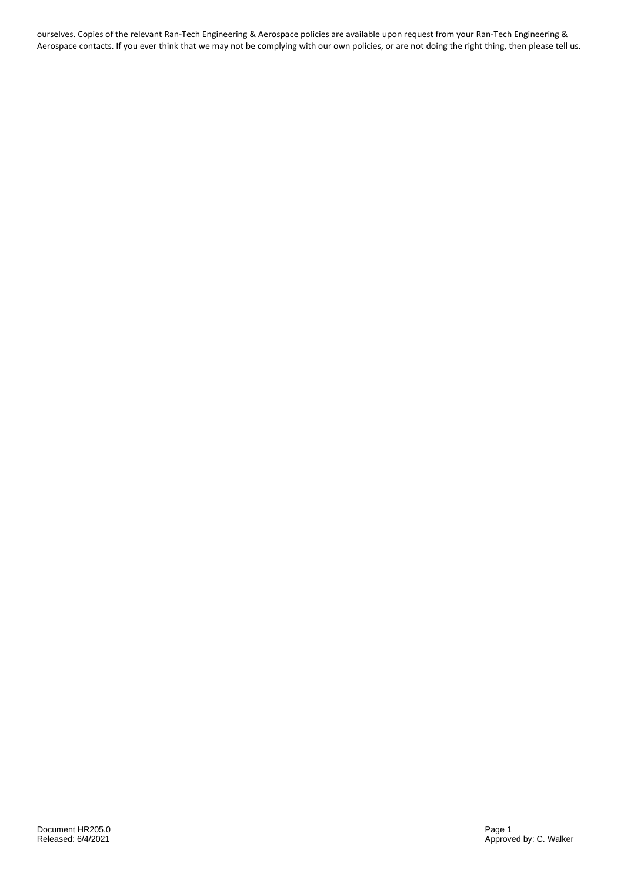ourselves. Copies of the relevant Ran-Tech Engineering & Aerospace policies are available upon request from your Ran-Tech Engineering & Aerospace contacts. If you ever think that we may not be complying with our own policies, or are not doing the right thing, then please tell us.

Document HR205.0
Released: 6/4/2021

Approved by: C. Walker